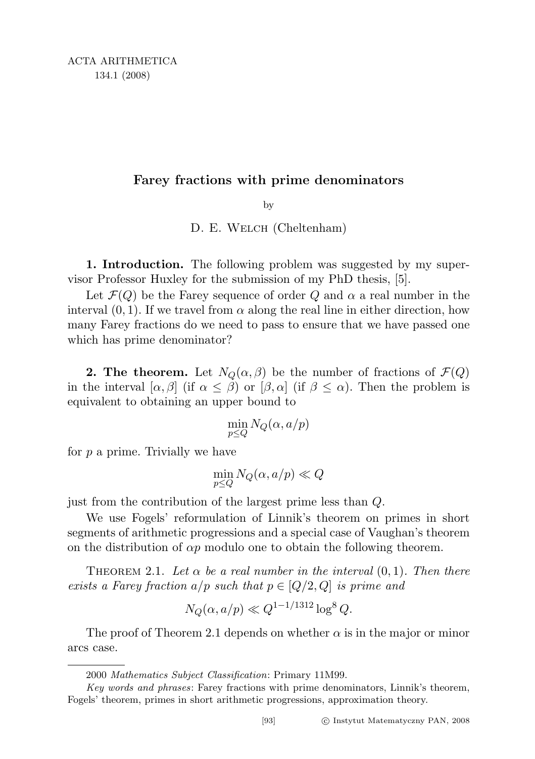# Farey fractions with prime denominators

by

D. E. Welch (Cheltenham)

**1. Introduction.** The following problem was suggested by my supervisor Professor Huxley for the submission of my PhD thesis, [5].

Let $\mathcal{F}(Q)$ be the Farey sequence of order $Q$ and $\alpha$ a real number in the interval $(0,1)$. If we travel from $\alpha$ along the real line in either direction, how many Farey fractions do we need to pass to ensure that we have passed one which has prime denominator?

**2. The theorem.** Let $N_Q(\alpha,\beta)$ be the number of fractions of $\mathcal{F}(Q)$ in the interval $[\alpha,\beta]$ (if $\alpha \le \beta$) or $[\beta,\alpha]$ (if $\beta \le \alpha$). Then the problem is equivalent to obtaining an upper bound to

$$\min_{p \le Q} N_Q(\alpha, a/p)$$

for $p$ a prime. Trivially we have

$$\min_{p \le Q} N_Q(\alpha, a/p) \ll Q$$

just from the contribution of the largest prime less than $Q$.

We use Fogels' reformulation of Linnik's theorem on primes in short segments of arithmetic progressions and a special case of Vaughan's theorem on the distribution of $\alpha p$ modulo one to obtain the following theorem.

Theorem 2.1. *Let $\alpha$ be a real number in the interval $(0,1)$. Then there exists a Farey fraction $a/p$ such that $p \in [Q/2, Q]$ is prime and*

$$N_Q(\alpha, a/p) \ll Q^{1-1/1312} \log^8 Q.$$

The proof of Theorem 2.1 depends on whether $\alpha$ is in the major or minor arcs case.

2000 *Mathematics Subject Classification*: Primary 11M99.

*Key words and phrases*: Farey fractions with prime denominators, Linnik's theorem, Fogels' theorem, primes in short arithmetic progressions, approximation theory.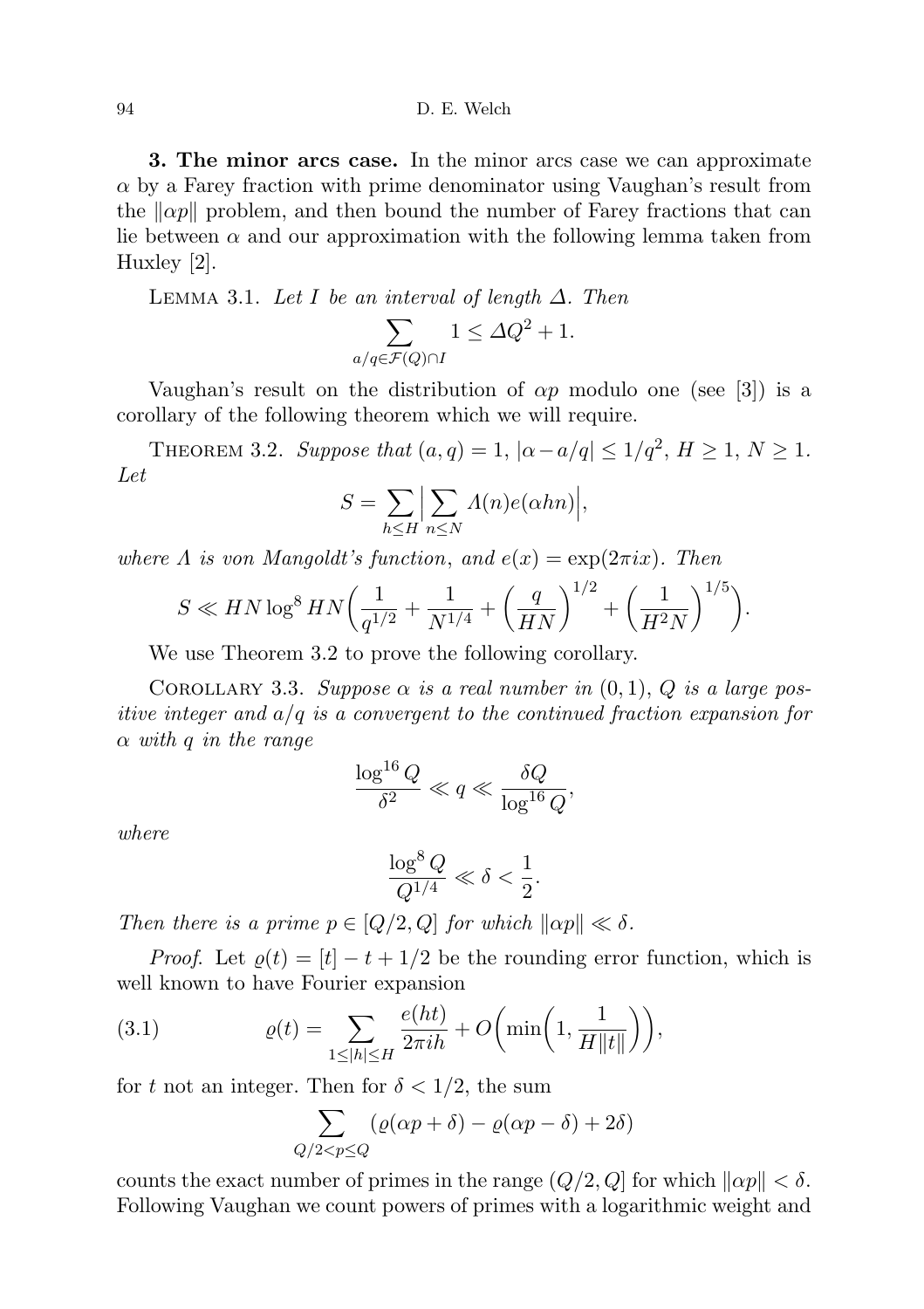**3. The minor arcs case.** In the minor arcs case we can approximate $\alpha$ by a Farey fraction with prime denominator using Vaughan's result from the $\|\alpha p\|$ problem, and then bound the number of Farey fractions that can lie between $\alpha$ and our approximation with the following lemma taken from Huxley [2].

Lemma 3.1. *Let $I$ be an interval of length $\Delta$. Then*

$$\sum_{a/q \in \mathcal{F}(Q) \cap I} 1 \leq \Delta Q^2 + 1.$$

Vaughan's result on the distribution of $\alpha p$ modulo one (see [3]) is a corollary of the following theorem which we will require.

Theorem 3.2. *Suppose that $(a, q) = 1$, $|\alpha - a/q| \leq 1/q^2$, $H \geq 1$, $N \geq 1$. Let*

$$S = \sum_{h \leq H} \Big| \sum_{n \leq N} \Lambda(n) e(\alpha h n) \Big|,$$

*where $\Lambda$ is von Mangoldt's function, and $e(x) = \exp(2\pi i x)$. Then*

$$S \ll HN \log^8 HN \bigg( \frac{1}{q^{1/2}} + \frac{1}{N^{1/4}} + \Big( \frac{q}{HN} \Big)^{1/2} + \Big( \frac{1}{H^2 N} \Big)^{1/5} \bigg).$$

We use Theorem 3.2 to prove the following corollary.

Corollary 3.3. *Suppose $\alpha$ is a real number in $(0, 1)$, $Q$ is a large positive integer and $a/q$ is a convergent to the continued fraction expansion for $\alpha$ with $q$ in the range*

$$\frac{\log^{16} Q}{\delta^2} \ll q \ll \frac{\delta Q}{\log^{16} Q},$$

*where*

$$\frac{\log^8 Q}{Q^{1/4}} \ll \delta < \frac{1}{2}.$$

*Then there is a prime $p \in [Q/2, Q]$ for which $\|\alpha p\| \ll \delta$.*

*Proof.* Let $\varrho(t) = [t] - t + 1/2$ be the rounding error function, which is well known to have Fourier expansion

$$\varrho(t) = \sum_{1 \leq |h| \leq H} \frac{e(ht)}{2\pi i h} + O\bigg( \min\Big(1, \frac{1}{H\|t\|}\Big) \bigg), \tag{3.1}$$

for $t$ not an integer. Then for $\delta < 1/2$, the sum

$$\sum_{Q/2 < p \leq Q} (\varrho(\alpha p + \delta) - \varrho(\alpha p - \delta) + 2\delta)$$

counts the exact number of primes in the range $(Q/2, Q]$ for which $\|\alpha p\| < \delta$. Following Vaughan we count powers of primes with a logarithmic weight and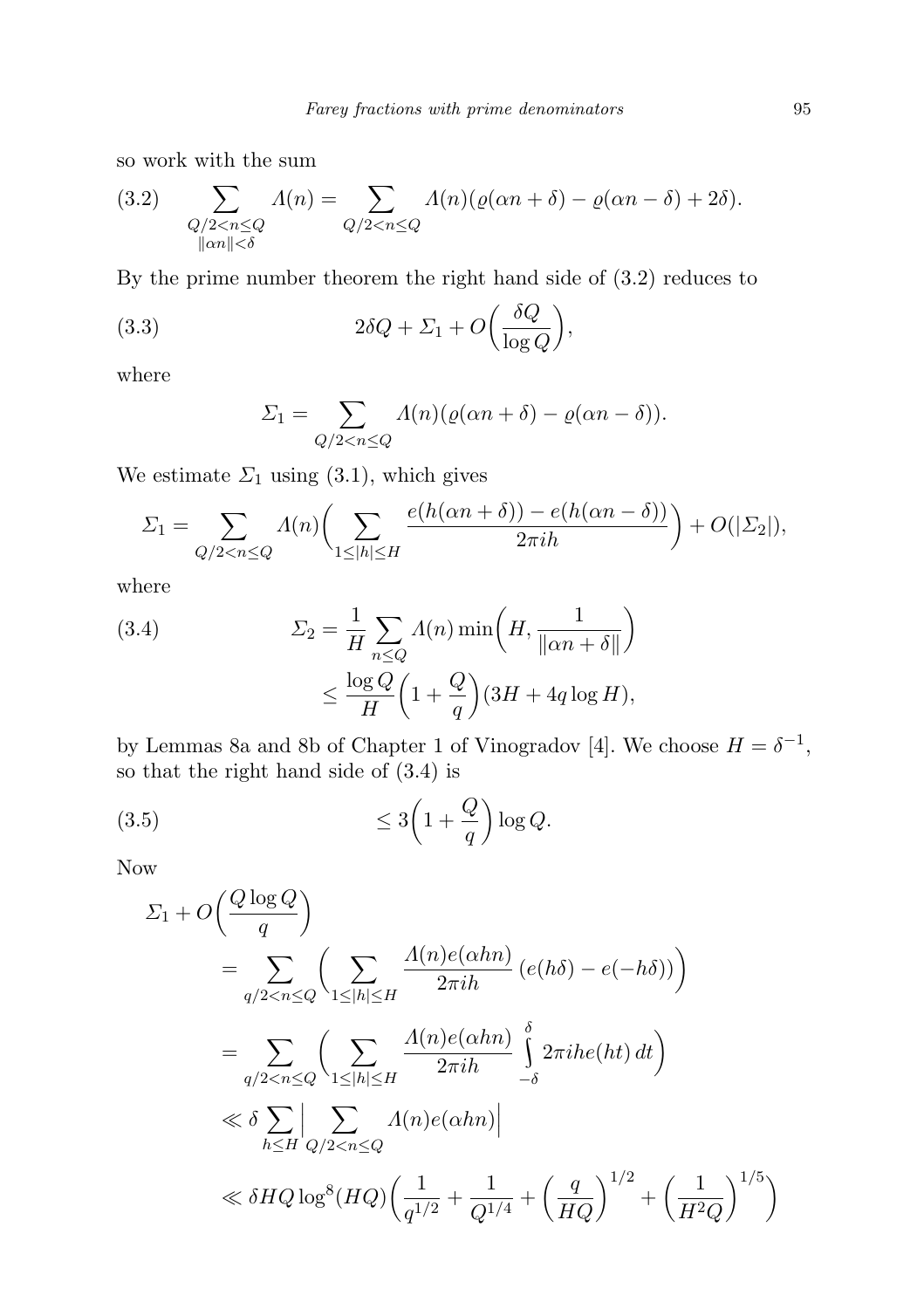so work with the sum

$$\sum_{\substack{Q/2<n\le Q\\ \|\alpha n\|<\delta}} \Lambda(n) = \sum_{Q/2<n\le Q} \Lambda(n)(\varrho(\alpha n+\delta)-\varrho(\alpha n-\delta)+2\delta). \tag{3.2}$$

By the prime number theorem the right hand side of (3.2) reduces to

$$2\delta Q + \Sigma_1 + O\bigg(\frac{\delta Q}{\log Q}\bigg), \tag{3.3}$$

where

$$\Sigma_1 = \sum_{Q/2<n\le Q} \Lambda(n)(\varrho(\alpha n+\delta)-\varrho(\alpha n-\delta)).$$

We estimate $\Sigma_1$ using (3.1), which gives

$$\Sigma_1 = \sum_{Q/2<n\le Q} \Lambda(n)\bigg(\sum_{1\le|h|\le H} \frac{e(h(\alpha n+\delta))-e(h(\alpha n-\delta))}{2\pi i h}\bigg) + O(|\Sigma_2|),$$

where

$$\begin{aligned}\Sigma_2 &= \frac{1}{H}\sum_{n\le Q} \Lambda(n)\min\bigg(H, \frac{1}{\|\alpha n+\delta\|}\bigg) \\ &\le \frac{\log Q}{H}\bigg(1+\frac{Q}{q}\bigg)(3H+4q\log H),\end{aligned} \tag{3.4}$$

by Lemmas 8a and 8b of Chapter 1 of Vinogradov [4]. We choose $H=\delta^{-1}$, so that the right hand side of (3.4) is

$$\le 3\bigg(1+\frac{Q}{q}\bigg)\log Q. \tag{3.5}$$

Now

$$\begin{aligned}\Sigma_1 &+ O\bigg(\frac{Q\log Q}{q}\bigg) \\ &= \sum_{q/2<n\le Q}\bigg(\sum_{1\le|h|\le H} \frac{\Lambda(n)e(\alpha h n)}{2\pi i h}\,(e(h\delta)-e(-h\delta))\bigg) \\ &= \sum_{q/2<n\le Q}\bigg(\sum_{1\le|h|\le H} \frac{\Lambda(n)e(\alpha h n)}{2\pi i h}\int_{-\delta}^{\delta} 2\pi i h e(ht)\,dt\bigg) \\ &\ll \delta\sum_{h\le H}\Big|\sum_{Q/2<n\le Q}\Lambda(n)e(\alpha h n)\Big| \\ &\ll \delta H Q\log^8(HQ)\bigg(\frac{1}{q^{1/2}}+\frac{1}{Q^{1/4}}+\bigg(\frac{q}{HQ}\bigg)^{1/2}+\bigg(\frac{1}{H^2Q}\bigg)^{1/5}\bigg)\end{aligned}$$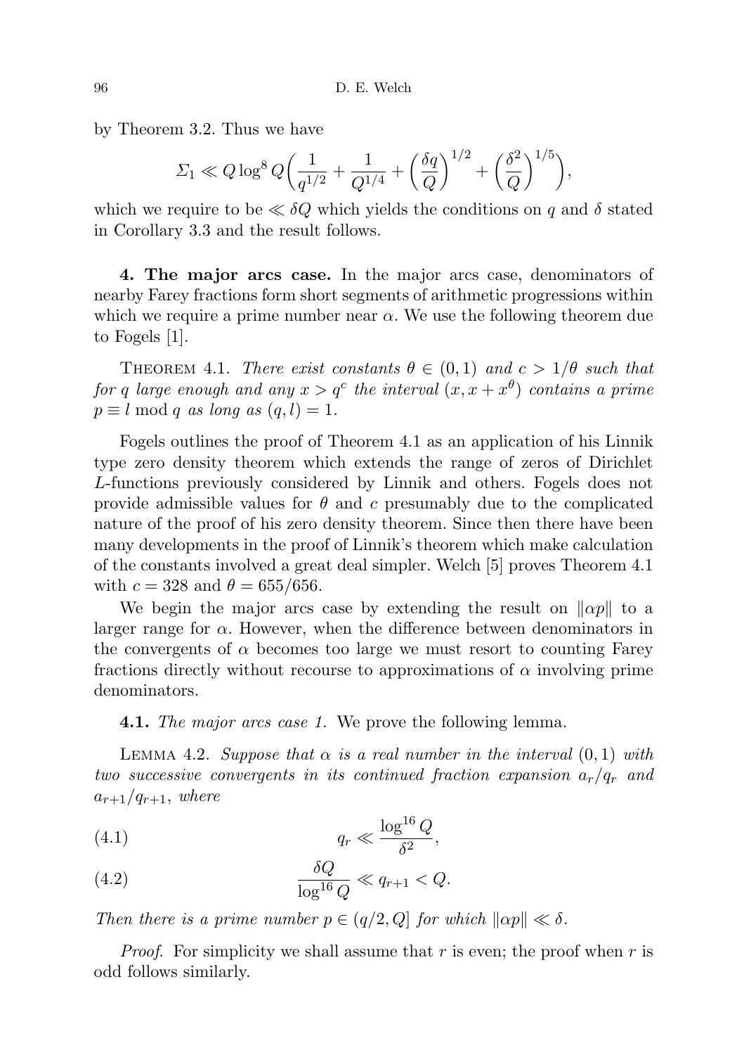by Theorem 3.2. Thus we have

$$\Sigma_1 \ll Q \log^8 Q \left( \frac{1}{q^{1/2}} + \frac{1}{Q^{1/4}} + \left( \frac{\delta q}{Q} \right)^{1/2} + \left( \frac{\delta^2}{Q} \right)^{1/5} \right),$$

which we require to be $\ll \delta Q$ which yields the conditions on $q$ and $\delta$ stated in Corollary 3.3 and the result follows.

**4. The major arcs case.** In the major arcs case, denominators of nearby Farey fractions form short segments of arithmetic progressions within which we require a prime number near $\alpha$. We use the following theorem due to Fogels [1].

THEOREM 4.1. *There exist constants $\theta \in (0,1)$ and $c > 1/\theta$ such that for $q$ large enough and any $x > q^c$ the interval $(x, x + x^\theta)$ contains a prime $p \equiv l \bmod q$ as long as $(q,l) = 1$.*

Fogels outlines the proof of Theorem 4.1 as an application of his Linnik type zero density theorem which extends the range of zeros of Dirichlet $L$-functions previously considered by Linnik and others. Fogels does not provide admissible values for $\theta$ and $c$ presumably due to the complicated nature of the proof of his zero density theorem. Since then there have been many developments in the proof of Linnik's theorem which make calculation of the constants involved a great deal simpler. Welch [5] proves Theorem 4.1 with $c = 328$ and $\theta = 655/656$.

We begin the major arcs case by extending the result on $\|\alpha p\|$ to a larger range for $\alpha$. However, when the difference between denominators in the convergents of $\alpha$ becomes too large we must resort to counting Farey fractions directly without recourse to approximations of $\alpha$ involving prime denominators.

**4.1.** *The major arcs case 1.* We prove the following lemma.

LEMMA 4.2. *Suppose that $\alpha$ is a real number in the interval $(0,1)$ with two successive convergents in its continued fraction expansion $a_r/q_r$ and $a_{r+1}/q_{r+1}$, where*

$$q_r \ll \frac{\log^{16} Q}{\delta^2}, \tag{4.1}$$

$$\frac{\delta Q}{\log^{16} Q} \ll q_{r+1} < Q. \tag{4.2}$$

*Then there is a prime number $p \in (q/2, Q]$ for which $\|\alpha p\| \ll \delta$.*

*Proof.* For simplicity we shall assume that $r$ is even; the proof when $r$ is odd follows similarly.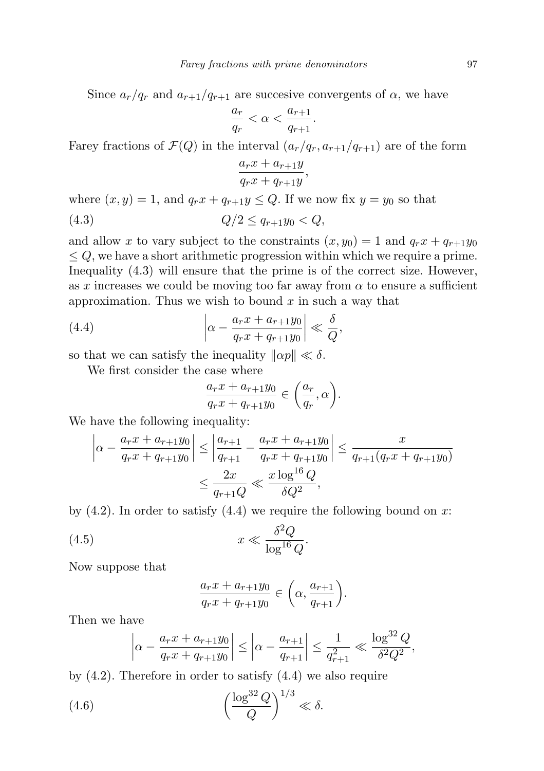Since $a_r/q_r$ and $a_{r+1}/q_{r+1}$ are succesive convergents of $\alpha$, we have

$$\frac{a_r}{q_r} < \alpha < \frac{a_{r+1}}{q_{r+1}}.$$

Farey fractions of $\mathcal{F}(Q)$ in the interval $(a_r/q_r, a_{r+1}/q_{r+1})$ are of the form

$$\frac{a_r x + a_{r+1} y}{q_r x + q_{r+1} y},$$

where $(x, y) = 1$, and $q_r x + q_{r+1} y \le Q$. If we now fix $y = y_0$ so that

$$Q/2 \le q_{r+1} y_0 < Q, \tag{4.3}$$

and allow $x$ to vary subject to the constraints $(x, y_0) = 1$ and $q_r x + q_{r+1} y_0 \le Q$, we have a short arithmetic progression within which we require a prime. Inequality (4.3) will ensure that the prime is of the correct size. However, as $x$ increases we could be moving too far away from $\alpha$ to ensure a sufficient approximation. Thus we wish to bound $x$ in such a way that

$$\left| \alpha - \frac{a_r x + a_{r+1} y_0}{q_r x + q_{r+1} y_0} \right| \ll \frac{\delta}{Q}, \tag{4.4}$$

so that we can satisfy the inequality $\|\alpha p\| \ll \delta$.

We first consider the case where

$$\frac{a_r x + a_{r+1} y_0}{q_r x + q_{r+1} y_0} \in \left( \frac{a_r}{q_r}, \alpha \right).$$

We have the following inequality:

$$\left| \alpha - \frac{a_r x + a_{r+1} y_0}{q_r x + q_{r+1} y_0} \right| \le \left| \frac{a_{r+1}}{q_{r+1}} - \frac{a_r x + a_{r+1} y_0}{q_r x + q_{r+1} y_0} \right| \le \frac{x}{q_{r+1}(q_r x + q_{r+1} y_0)}$$
$$\le \frac{2x}{q_{r+1} Q} \ll \frac{x \log^{16} Q}{\delta Q^2},$$

by (4.2). In order to satisfy (4.4) we require the following bound on $x$:

$$x \ll \frac{\delta^2 Q}{\log^{16} Q}. \tag{4.5}$$

Now suppose that

$$\frac{a_r x + a_{r+1} y_0}{q_r x + q_{r+1} y_0} \in \left( \alpha, \frac{a_{r+1}}{q_{r+1}} \right).$$

Then we have

$$\left| \alpha - \frac{a_r x + a_{r+1} y_0}{q_r x + q_{r+1} y_0} \right| \le \left| \alpha - \frac{a_{r+1}}{q_{r+1}} \right| \le \frac{1}{q_{r+1}^2} \ll \frac{\log^{32} Q}{\delta^2 Q^2},$$

by (4.2). Therefore in order to satisfy (4.4) we also require

$$\left( \frac{\log^{32} Q}{Q} \right)^{1/3} \ll \delta. \tag{4.6}$$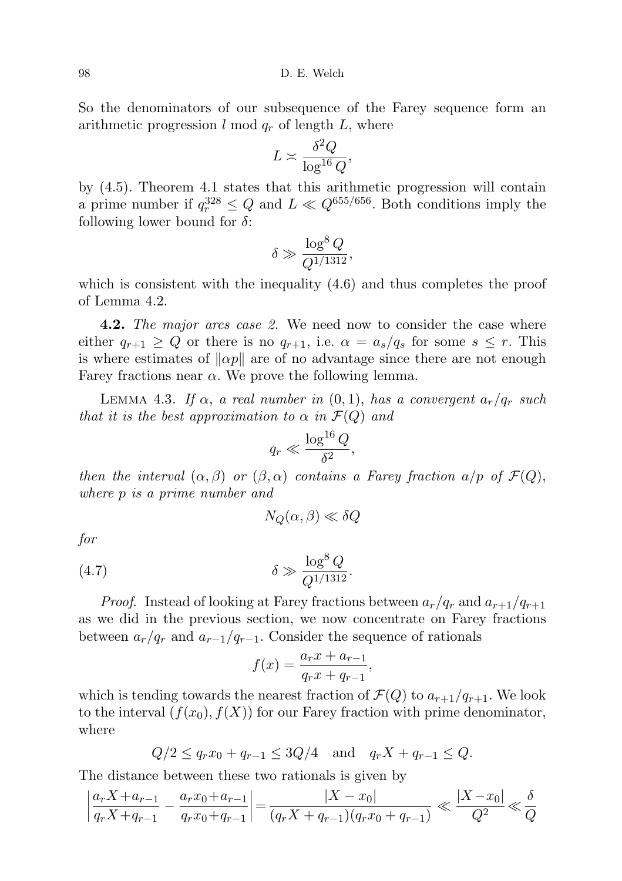So the denominators of our subsequence of the Farey sequence form an arithmetic progression $l \bmod q_r$ of length $L$, where

$$L \asymp \frac{\delta^2 Q}{\log^{16} Q},$$

by (4.5). Theorem 4.1 states that this arithmetic progression will contain a prime number if $q_r^{328} \leq Q$ and $L \ll Q^{655/656}$. Both conditions imply the following lower bound for $\delta$:

$$\delta \gg \frac{\log^8 Q}{Q^{1/1312}},$$

which is consistent with the inequality (4.6) and thus completes the proof of Lemma 4.2.

**4.2.** *The major arcs case 2.* We need now to consider the case where either $q_{r+1} \geq Q$ or there is no $q_{r+1}$, i.e. $\alpha = a_s/q_s$ for some $s \leq r$. This is where estimates of $\|\alpha p\|$ are of no advantage since there are not enough Farey fractions near $\alpha$. We prove the following lemma.

LEMMA 4.3. *If $\alpha$, a real number in $(0,1)$, has a convergent $a_r/q_r$ such that it is the best approximation to $\alpha$ in $\mathcal{F}(Q)$ and*

$$q_r \ll \frac{\log^{16} Q}{\delta^2},$$

*then the interval $(\alpha, \beta)$ or $(\beta, \alpha)$ contains a Farey fraction $a/p$ of $\mathcal{F}(Q)$, where $p$ is a prime number and*

$$N_Q(\alpha, \beta) \ll \delta Q$$

*for*

$$\delta \gg \frac{\log^8 Q}{Q^{1/1312}}. \tag{4.7}$$

*Proof.* Instead of looking at Farey fractions between $a_r/q_r$ and $a_{r+1}/q_{r+1}$ as we did in the previous section, we now concentrate on Farey fractions between $a_r/q_r$ and $a_{r-1}/q_{r-1}$. Consider the sequence of rationals

$$f(x) = \frac{a_r x + a_{r-1}}{q_r x + q_{r-1}},$$

which is tending towards the nearest fraction of $\mathcal{F}(Q)$ to $a_{r+1}/q_{r+1}$. We look to the interval $(f(x_0), f(X))$ for our Farey fraction with prime denominator, where

$$Q/2 \leq q_r x_0 + q_{r-1} \leq 3Q/4 \quad \text{and} \quad q_r X + q_{r-1} \leq Q.$$

The distance between these two rationals is given by

$$\left| \frac{a_r X + a_{r-1}}{q_r X + q_{r-1}} - \frac{a_r x_0 + a_{r-1}}{q_r x_0 + q_{r-1}} \right| = \frac{|X - x_0|}{(q_r X + q_{r-1})(q_r x_0 + q_{r-1})} \ll \frac{|X - x_0|}{Q^2} \ll \frac{\delta}{Q}$$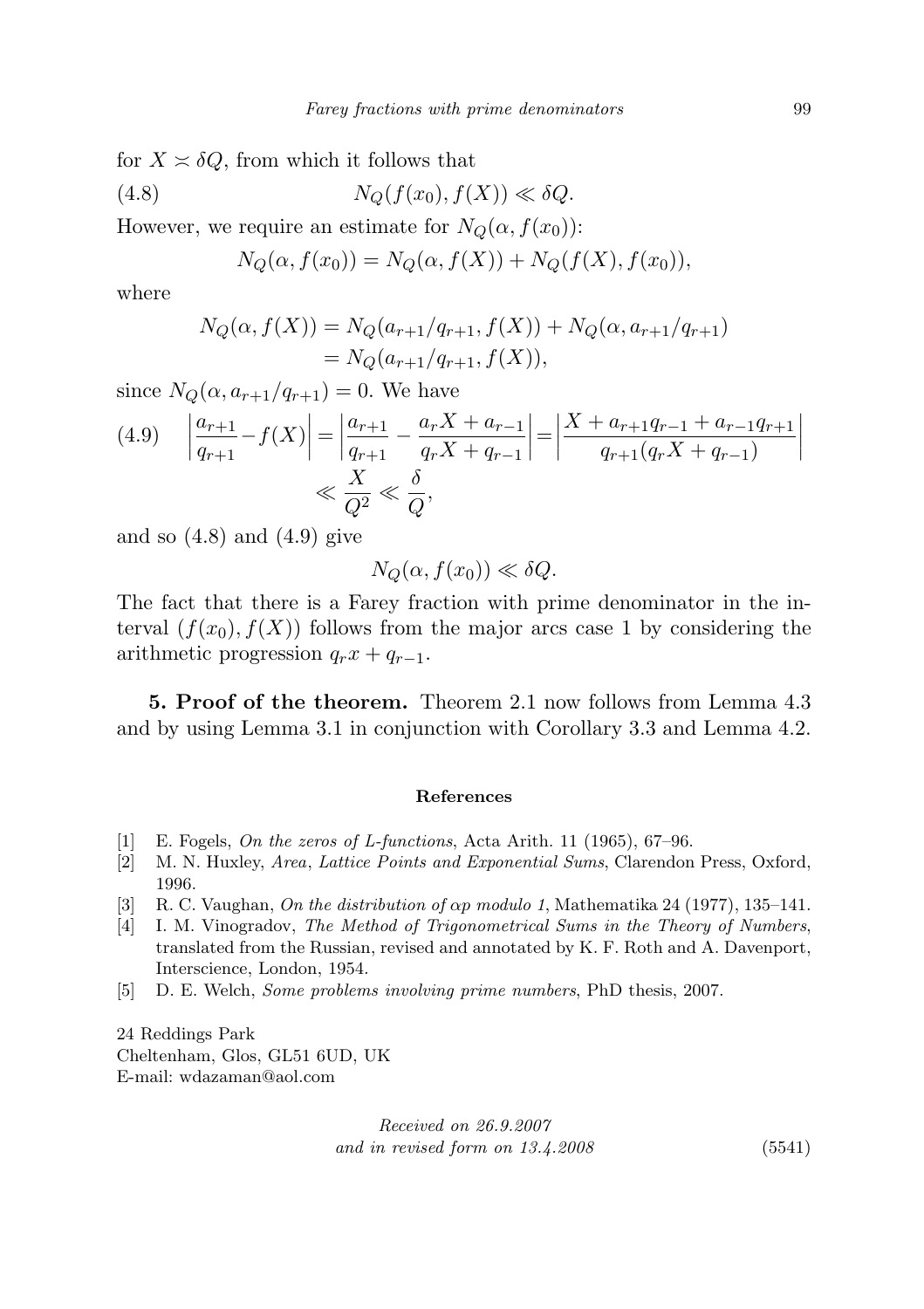for $X \asymp \delta Q$, from which it follows that

$$N_Q(f(x_0), f(X)) \ll \delta Q. \tag{4.8}$$

However, we require an estimate for $N_Q(\alpha, f(x_0))$:

$$N_Q(\alpha, f(x_0)) = N_Q(\alpha, f(X)) + N_Q(f(X), f(x_0)),$$

where

$$\begin{aligned} N_Q(\alpha, f(X)) &= N_Q(a_{r+1}/q_{r+1}, f(X)) + N_Q(\alpha, a_{r+1}/q_{r+1}) \\ &= N_Q(a_{r+1}/q_{r+1}, f(X)), \end{aligned}$$

since $N_Q(\alpha, a_{r+1}/q_{r+1}) = 0$. We have

$$\begin{aligned} \left|\frac{a_{r+1}}{q_{r+1}} - f(X)\right| &= \left|\frac{a_{r+1}}{q_{r+1}} - \frac{a_r X + a_{r-1}}{q_r X + q_{r-1}}\right| = \left|\frac{X + a_{r+1}q_{r-1} + a_{r-1}q_{r+1}}{q_{r+1}(q_r X + q_{r-1})}\right| \\ &\ll \frac{X}{Q^2} \ll \frac{\delta}{Q}, \end{aligned} \tag{4.9}$$

and so (4.8) and (4.9) give

$$N_Q(\alpha, f(x_0)) \ll \delta Q.$$

The fact that there is a Farey fraction with prime denominator in the interval $(f(x_0), f(X))$ follows from the major arcs case 1 by considering the arithmetic progression $q_r x + q_{r-1}$.

**5. Proof of the theorem.** Theorem 2.1 now follows from Lemma 4.3 and by using Lemma 3.1 in conjunction with Corollary 3.3 and Lemma 4.2.

## References

[1] E. Fogels, *On the zeros of L-functions*, Acta Arith. 11 (1965), 67–96.

[2] M. N. Huxley, *Area, Lattice Points and Exponential Sums*, Clarendon Press, Oxford, 1996.

[3] R. C. Vaughan, *On the distribution of $\alpha p$ modulo 1*, Mathematika 24 (1977), 135–141.

[4] I. M. Vinogradov, *The Method of Trigonometrical Sums in the Theory of Numbers*, translated from the Russian, revised and annotated by K. F. Roth and A. Davenport, Interscience, London, 1954.

[5] D. E. Welch, *Some problems involving prime numbers*, PhD thesis, 2007.

24 Reddings Park
Cheltenham, Glos, GL51 6UD, UK
E-mail: wdazaman@aol.com

*Received on 26.9.2007*
*and in revised form on 13.4.2008* (5541)